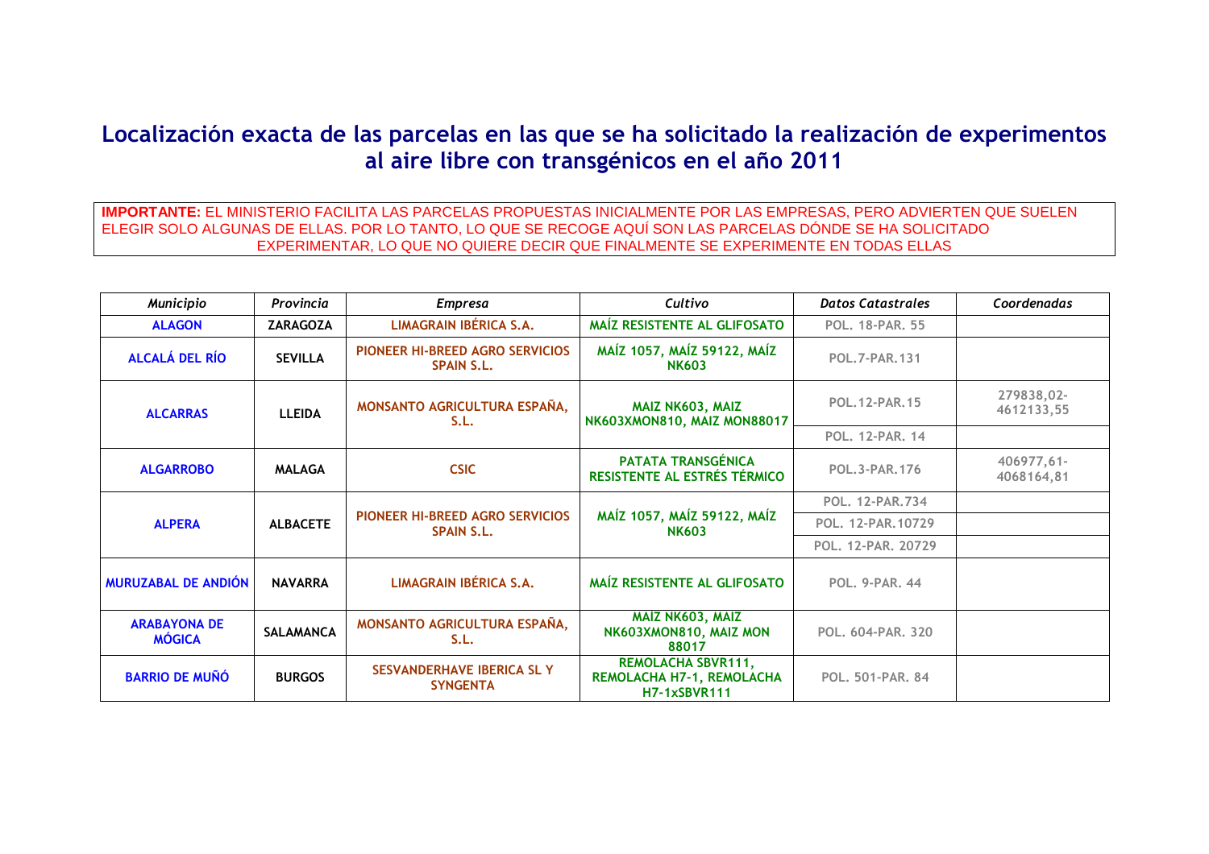# Localización exacta de las parcelas en las que se ha solicitado la realización de experimentos al aire libre con transgénicos en el año 2011

**IMPORTANTE:** EL MINISTERIO FACILITA LAS PARCELAS PROPUESTAS INICIALMENTE POR LAS EMPRESAS, PERO ADVIERTEN QUE SUELEN ELEGIR SOLO ALGUNAS DE ELLAS. POR LO TANTO, LO QUE SE RECOGE AQUÍ SON LAS PARCELAS DÓNDE SE HA SOLICITADO EXPERIMENTAR, LO QUE NO QUIERE DECIR QUE FINALMENTE SE EXPERIMENTE EN TODAS ELLAS

| *Municipio* | *Provincia* | *Empresa* | *Cultivo* | *Datos Catastrales* | *Coordenadas* |
|---|---|---|---|---|---|
| ALAGON | ZARAGOZA | LIMAGRAIN IBÉRICA S.A. | MAÍZ RESISTENTE AL GLIFOSATO | POL. 18-PAR. 55 | |
| ALCALÁ DEL RÍO | SEVILLA | PIONEER HI-BREED AGRO SERVICIOS SPAIN S.L. | MAÍZ 1057, MAÍZ 59122, MAÍZ NK603 | POL.7-PAR.131 | |
| ALCARRAS | LLEIDA | MONSANTO AGRICULTURA ESPAÑA, S.L. | MAIZ NK603, MAIZ NK603XMON810, MAIZ MON88017 | POL.12-PAR.15 | 279838,02-4612133,55 |
| | | | | POL. 12-PAR. 14 | |
| ALGARROBO | MALAGA | CSIC | PATATA TRANSGÉNICA RESISTENTE AL ESTRÉS TÉRMICO | POL.3-PAR.176 | 406977,61-4068164,81 |
| ALPERA | ALBACETE | PIONEER HI-BREED AGRO SERVICIOS SPAIN S.L. | MAÍZ 1057, MAÍZ 59122, MAÍZ NK603 | POL. 12-PAR.734 | |
| | | | | POL. 12-PAR.10729 | |
| | | | | POL. 12-PAR. 20729 | |
| MURUZABAL DE ANDIÓN | NAVARRA | LIMAGRAIN IBÉRICA S.A. | MAÍZ RESISTENTE AL GLIFOSATO | POL. 9-PAR. 44 | |
| ARABAYONA DE MÓGICA | SALAMANCA | MONSANTO AGRICULTURA ESPAÑA, S.L. | MAIZ NK603, MAIZ NK603XMON810, MAIZ MON 88017 | POL. 604-PAR. 320 | |
| BARRIO DE MUÑÓ | BURGOS | SESVANDERHAVE IBERICA SL Y SYNGENTA | REMOLACHA SBVR111, REMOLACHA H7-1, REMOLACHA H7-1xSBVR111 | POL. 501-PAR. 84 | |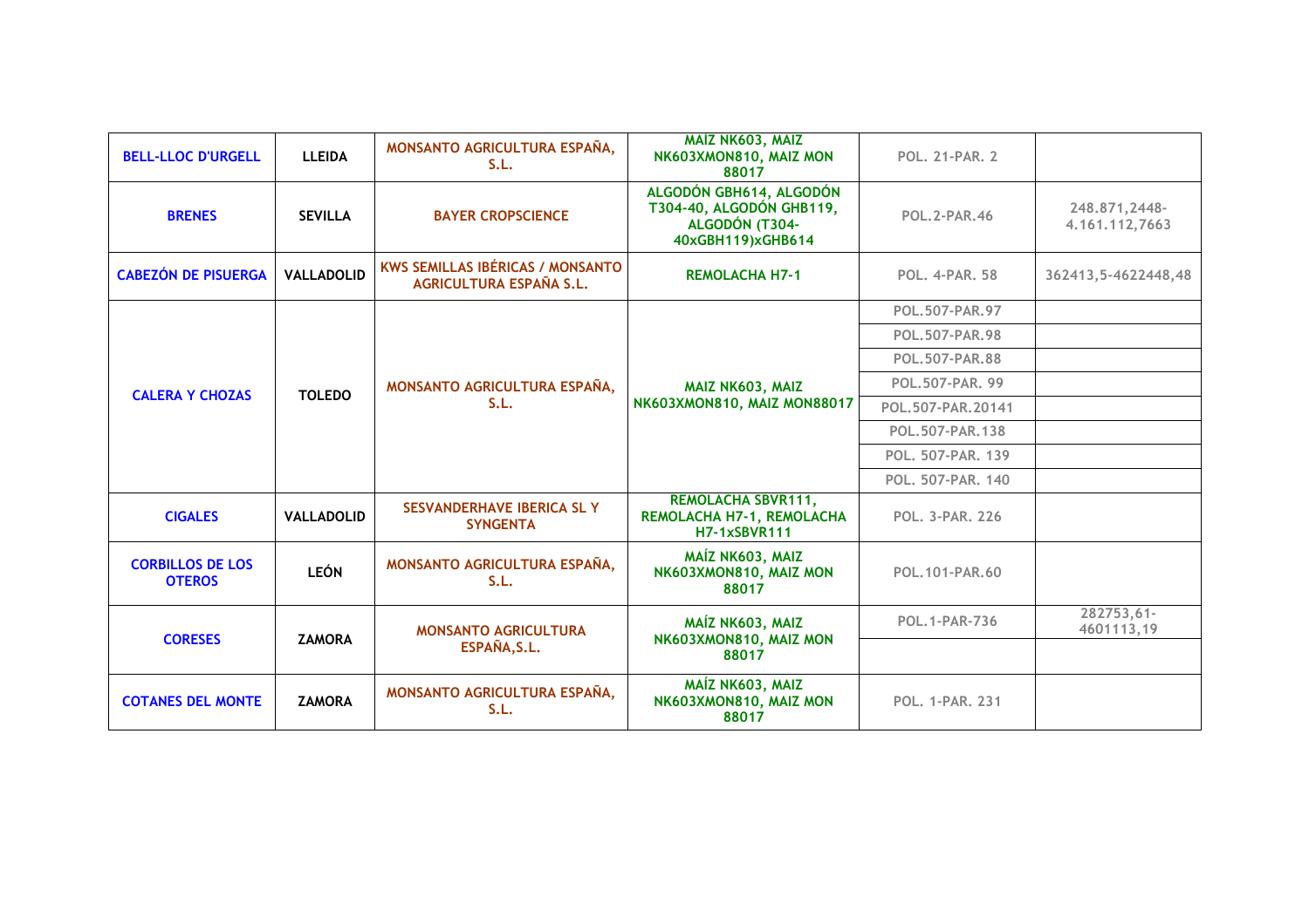| BELL-LLOC D'URGELL | LLEIDA | MONSANTO AGRICULTURA ESPAÑA, S.L. | MAIZ NK603, MAIZ NK603XMON810, MAIZ MON 88017 | POL. 21-PAR. 2 | |
|---|---|---|---|---|---|
| BRENES | SEVILLA | BAYER CROPSCIENCE | ALGODÓN GBH614, ALGODÓN T304-40, ALGODÓN GHB119, ALGODÓN (T304-40xGBH119)xGHB614 | POL.2-PAR.46 | 248.871,2448-4.161.112,7663 |
| CABEZÓN DE PISUERGA | VALLADOLID | KWS SEMILLAS IBÉRICAS / MONSANTO AGRICULTURA ESPAÑA S.L. | REMOLACHA H7-1 | POL. 4-PAR. 58 | 362413,5-4622448,48 |
| CALERA Y CHOZAS | TOLEDO | MONSANTO AGRICULTURA ESPAÑA, S.L. | MAIZ NK603, MAIZ NK603XMON810, MAIZ MON88017 | POL.507-PAR.97 | |
| | | | | POL.507-PAR.98 | |
| | | | | POL.507-PAR.88 | |
| | | | | POL.507-PAR. 99 | |
| | | | | POL.507-PAR.20141 | |
| | | | | POL.507-PAR.138 | |
| | | | | POL. 507-PAR. 139 | |
| | | | | POL. 507-PAR. 140 | |
| CIGALES | VALLADOLID | SESVANDERHAVE IBERICA SL Y SYNGENTA | REMOLACHA SBVR111, REMOLACHA H7-1, REMOLACHA H7-1xSBVR111 | POL. 3-PAR. 226 | |
| CORBILLOS DE LOS OTEROS | LEÓN | MONSANTO AGRICULTURA ESPAÑA, S.L. | MAÍZ NK603, MAIZ NK603XMON810, MAIZ MON 88017 | POL.101-PAR.60 | |
| CORESES | ZAMORA | MONSANTO AGRICULTURA ESPAÑA,S.L. | MAÍZ NK603, MAIZ NK603XMON810, MAIZ MON 88017 | POL.1-PAR-736 | 282753,61-4601113,19 |
| | | | | | |
| COTANES DEL MONTE | ZAMORA | MONSANTO AGRICULTURA ESPAÑA, S.L. | MAÍZ NK603, MAIZ NK603XMON810, MAIZ MON 88017 | POL. 1-PAR. 231 | |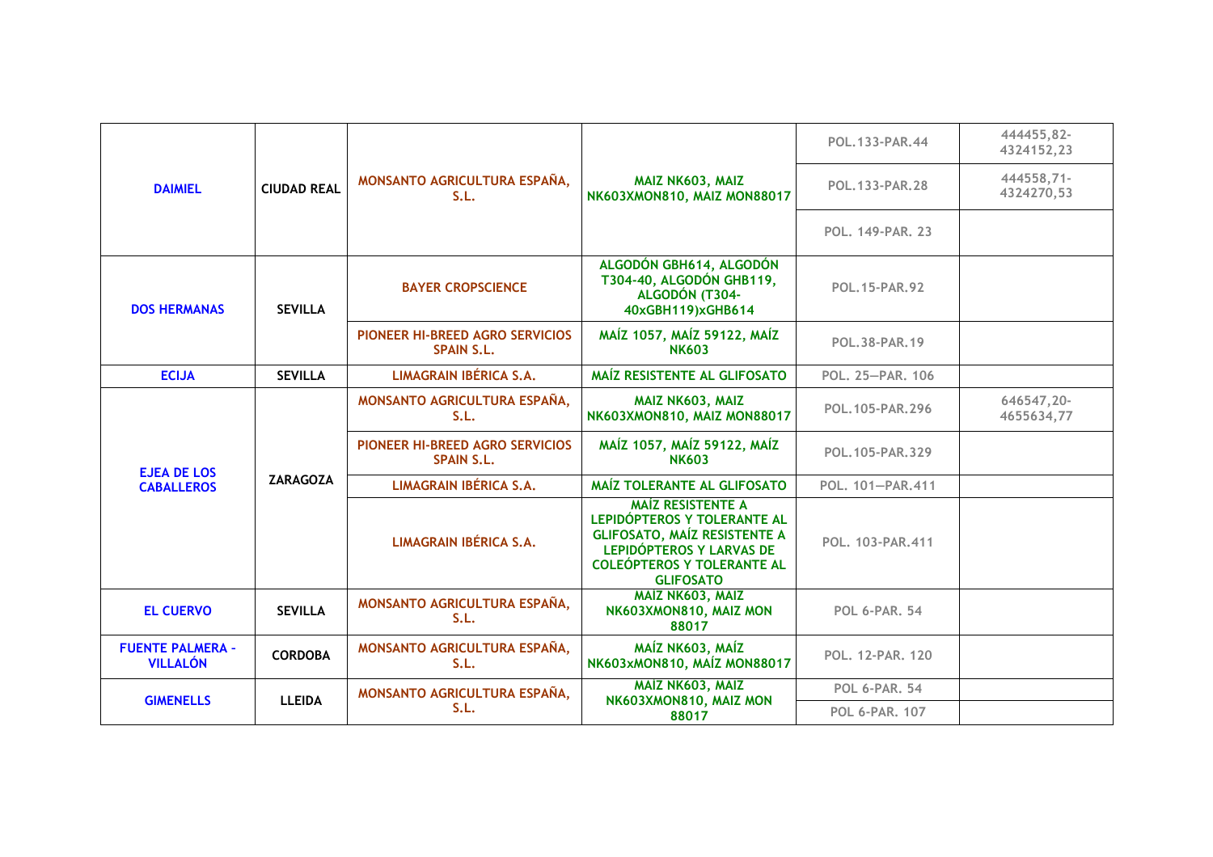| | | | | | |
|---|---|---|---|---|---|
| DAIMIEL | CIUDAD REAL | MONSANTO AGRICULTURA ESPAÑA, S.L. | MAIZ NK603, MAIZ NK603XMON810, MAIZ MON88017 | POL.133-PAR.44 | 444455,82-4324152,23 |
| | | | | POL.133-PAR.28 | 444558,71-4324270,53 |
| | | | | POL. 149-PAR. 23 | |
| DOS HERMANAS | SEVILLA | BAYER CROPSCIENCE | ALGODÓN GBH614, ALGODÓN T304-40, ALGODÓN GHB119, ALGODÓN (T304-40xGBH119)xGHB614 | POL.15-PAR.92 | |
| | | PIONEER HI-BREED AGRO SERVICIOS SPAIN S.L. | MAÍZ 1057, MAÍZ 59122, MAÍZ NK603 | POL.38-PAR.19 | |
| ECIJA | SEVILLA | LIMAGRAIN IBÉRICA S.A. | MAÍZ RESISTENTE AL GLIFOSATO | POL. 25—PAR. 106 | |
| EJEA DE LOS CABALLEROS | ZARAGOZA | MONSANTO AGRICULTURA ESPAÑA, S.L. | MAIZ NK603, MAIZ NK603XMON810, MAIZ MON88017 | POL.105-PAR.296 | 646547,20-4655634,77 |
| | | PIONEER HI-BREED AGRO SERVICIOS SPAIN S.L. | MAÍZ 1057, MAÍZ 59122, MAÍZ NK603 | POL.105-PAR.329 | |
| | | LIMAGRAIN IBÉRICA S.A. | MAÍZ TOLERANTE AL GLIFOSATO | POL. 101—PAR.411 | |
| | | LIMAGRAIN IBÉRICA S.A. | MAÍZ RESISTENTE A LEPIDÓPTEROS Y TOLERANTE AL GLIFOSATO, MAÍZ RESISTENTE A LEPIDÓPTEROS Y LARVAS DE COLEÓPTEROS Y TOLERANTE AL GLIFOSATO | POL. 103-PAR.411 | |
| EL CUERVO | SEVILLA | MONSANTO AGRICULTURA ESPAÑA, S.L. | MAIZ NK603, MAIZ NK603XMON810, MAIZ MON 88017 | POL 6-PAR. 54 | |
| FUENTE PALMERA - VILLALÓN | CORDOBA | MONSANTO AGRICULTURA ESPAÑA, S.L. | MAÍZ NK603, MAÍZ NK603xMON810, MAÍZ MON88017 | POL. 12-PAR. 120 | |
| GIMENELLS | LLEIDA | MONSANTO AGRICULTURA ESPAÑA, S.L. | MAIZ NK603, MAIZ NK603XMON810, MAIZ MON 88017 | POL 6-PAR. 54 | |
| | | | | POL 6-PAR. 107 | |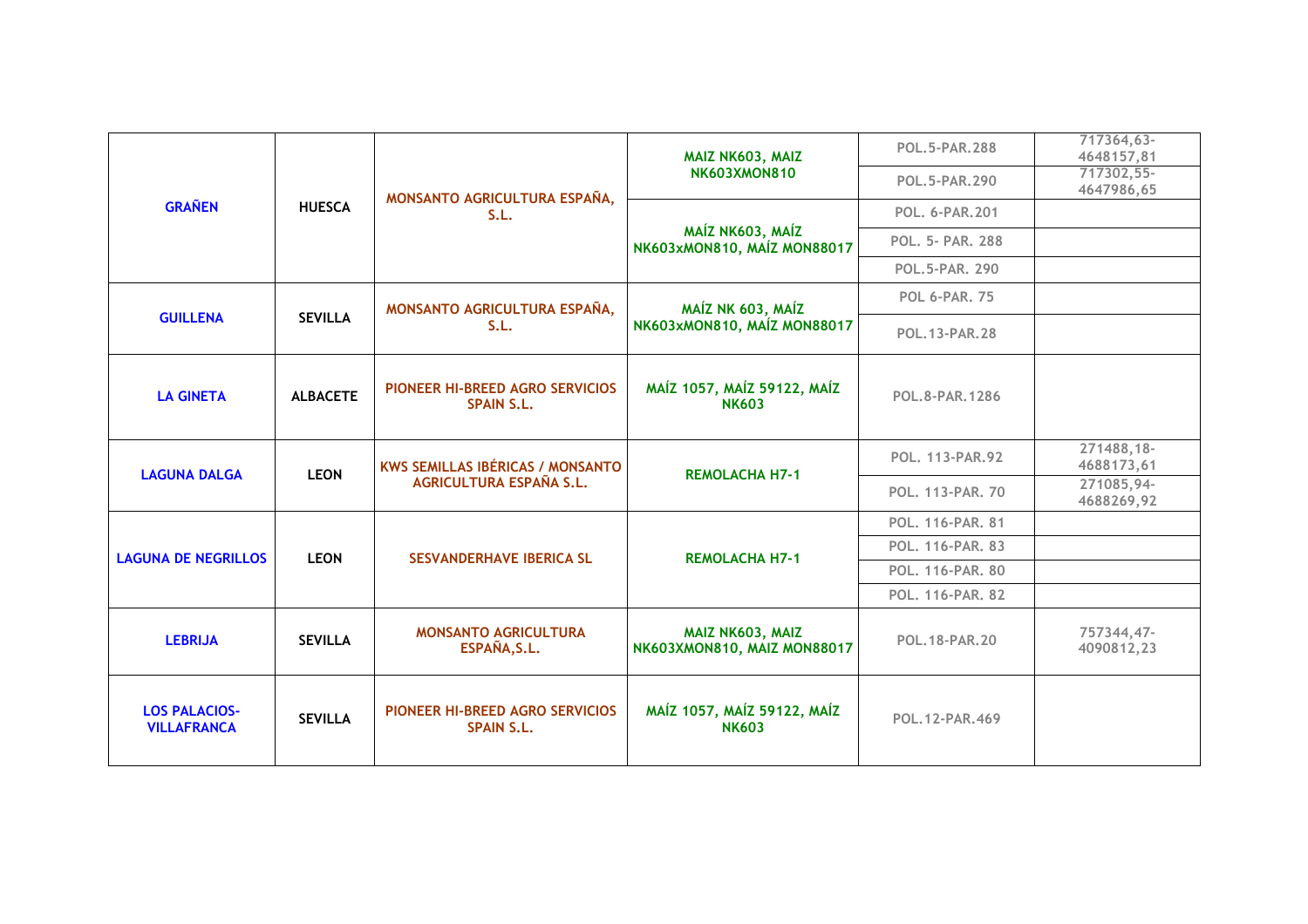| | | | | | |
|---|---|---|---|---|---|
| GRAÑEN | HUESCA | MONSANTO AGRICULTURA ESPAÑA, S.L. | MAIZ NK603, MAIZ NK603XMON810 | POL.5-PAR.288 | 717364,63-4648157,81 |
| | | | | POL.5-PAR.290 | 717302,55-4647986,65 |
| | | | MAÍZ NK603, MAÍZ NK603xMON810, MAÍZ MON88017 | POL. 6-PAR.201 | |
| | | | | POL. 5- PAR. 288 | |
| | | | | POL.5-PAR. 290 | |
| GUILLENA | SEVILLA | MONSANTO AGRICULTURA ESPAÑA, S.L. | MAÍZ NK 603, MAÍZ NK603xMON810, MAÍZ MON88017 | POL 6-PAR. 75 | |
| | | | | POL.13-PAR.28 | |
| LA GINETA | ALBACETE | PIONEER HI-BREED AGRO SERVICIOS SPAIN S.L. | MAÍZ 1057, MAÍZ 59122, MAÍZ NK603 | POL.8-PAR.1286 | |
| LAGUNA DALGA | LEON | KWS SEMILLAS IBÉRICAS / MONSANTO AGRICULTURA ESPAÑA S.L. | REMOLACHA H7-1 | POL. 113-PAR.92 | 271488,18-4688173,61 |
| | | | | POL. 113-PAR. 70 | 271085,94-4688269,92 |
| LAGUNA DE NEGRILLOS | LEON | SESVANDERHAVE IBERICA SL | REMOLACHA H7-1 | POL. 116-PAR. 81 | |
| | | | | POL. 116-PAR. 83 | |
| | | | | POL. 116-PAR. 80 | |
| | | | | POL. 116-PAR. 82 | |
| LEBRIJA | SEVILLA | MONSANTO AGRICULTURA ESPAÑA,S.L. | MAIZ NK603, MAIZ NK603XMON810, MAIZ MON88017 | POL.18-PAR.20 | 757344,47-4090812,23 |
| LOS PALACIOS-VILLAFRANCA | SEVILLA | PIONEER HI-BREED AGRO SERVICIOS SPAIN S.L. | MAÍZ 1057, MAÍZ 59122, MAÍZ NK603 | POL.12-PAR.469 | |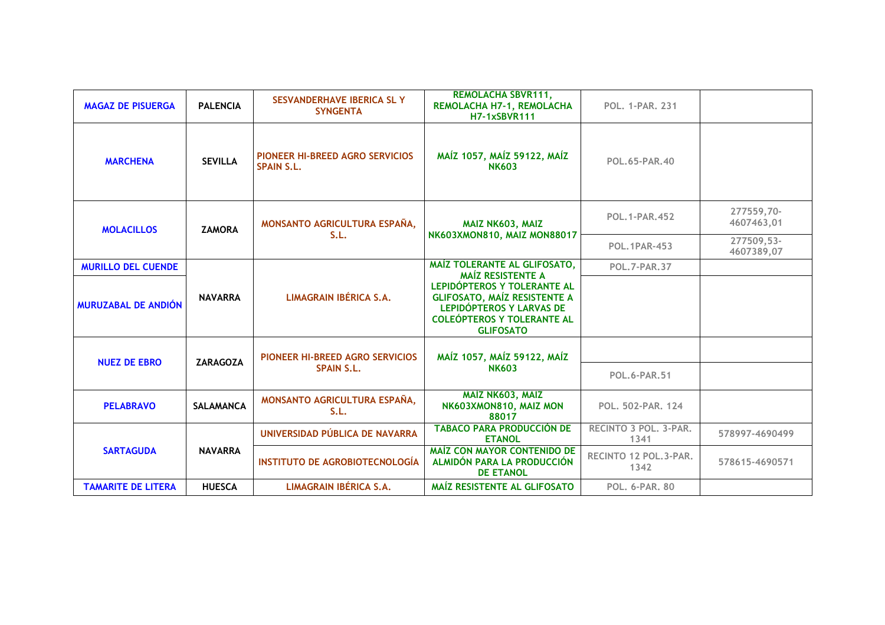| | | | | | |
|---|---|---|---|---|---|
| MAGAZ DE PISUERGA | PALENCIA | SESVANDERHAVE IBERICA SL Y SYNGENTA | REMOLACHA SBVR111, REMOLACHA H7-1, REMOLACHA H7-1xSBVR111 | POL. 1-PAR. 231 | |
| MARCHENA | SEVILLA | PIONEER HI-BREED AGRO SERVICIOS SPAIN S.L. | MAÍZ 1057, MAÍZ 59122, MAÍZ NK603 | POL.65-PAR.40 | |
| MOLACILLOS | ZAMORA | MONSANTO AGRICULTURA ESPAÑA, S.L. | MAIZ NK603, MAIZ NK603XMON810, MAIZ MON88017 | POL.1-PAR.452 | 277559,70-4607463,01 |
| | | | | POL.1PAR-453 | 277509,53-4607389,07 |
| MURILLO DEL CUENDE | NAVARRA | LIMAGRAIN IBÉRICA S.A. | MAÍZ TOLERANTE AL GLIFOSATO, MAÍZ RESISTENTE A LEPIDÓPTEROS Y TOLERANTE AL GLIFOSATO, MAÍZ RESISTENTE A LEPIDÓPTEROS Y LARVAS DE COLEÓPTEROS Y TOLERANTE AL GLIFOSATO | POL.7-PAR.37 | |
| MURUZABAL DE ANDIÓN | | | | | |
| NUEZ DE EBRO | ZARAGOZA | PIONEER HI-BREED AGRO SERVICIOS SPAIN S.L. | MAÍZ 1057, MAÍZ 59122, MAÍZ NK603 | | |
| | | | | POL.6-PAR.51 | |
| PELABRAVO | SALAMANCA | MONSANTO AGRICULTURA ESPAÑA, S.L. | MAIZ NK603, MAIZ NK603XMON810, MAIZ MON 88017 | POL. 502-PAR. 124 | |
| SARTAGUDA | NAVARRA | UNIVERSIDAD PÚBLICA DE NAVARRA | TABACO PARA PRODUCCIÓN DE ETANOL | RECINTO 3 POL. 3-PAR. 1341 | 578997-4690499 |
| | | INSTITUTO DE AGROBIOTECNOLOGÍA | MAÍZ CON MAYOR CONTENIDO DE ALMIDÓN PARA LA PRODUCCIÓN DE ETANOL | RECINTO 12 POL.3-PAR. 1342 | 578615-4690571 |
| TAMARITE DE LITERA | HUESCA | LIMAGRAIN IBÉRICA S.A. | MAÍZ RESISTENTE AL GLIFOSATO | POL. 6-PAR. 80 | |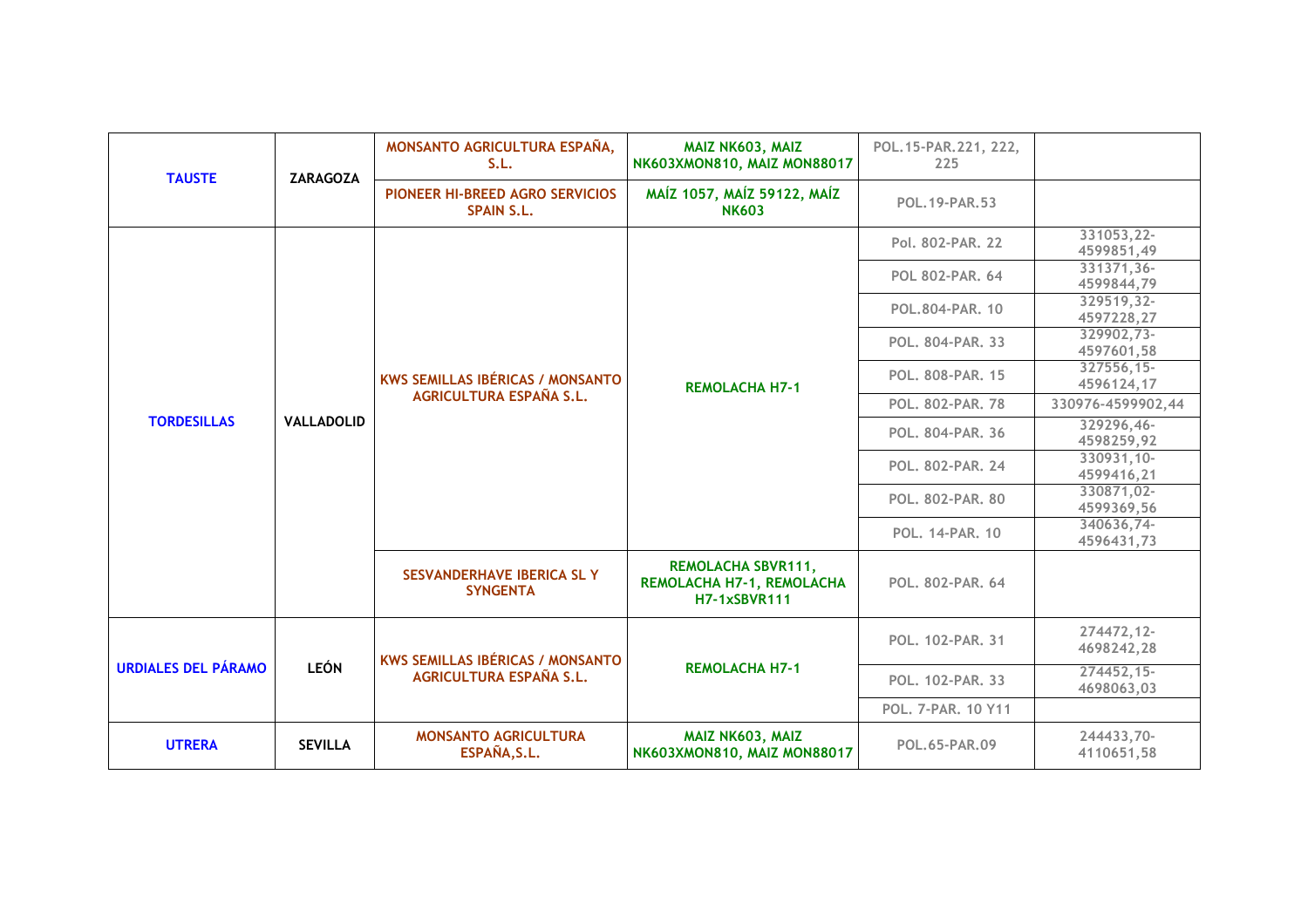| | | | | | |
|---|---|---|---|---|---|
| TAUSTE | ZARAGOZA | MONSANTO AGRICULTURA ESPAÑA, S.L. | MAIZ NK603, MAIZ NK603XMON810, MAIZ MON88017 | POL.15-PAR.221, 222, 225 | |
| | | PIONEER HI-BREED AGRO SERVICIOS SPAIN S.L. | MAÍZ 1057, MAÍZ 59122, MAÍZ NK603 | POL.19-PAR.53 | |
| TORDESILLAS | VALLADOLID | KWS SEMILLAS IBÉRICAS / MONSANTO AGRICULTURA ESPAÑA S.L. | REMOLACHA H7-1 | Pol. 802-PAR. 22 | 331053,22-4599851,49 |
| | | | | POL 802-PAR. 64 | 331371,36-4599844,79 |
| | | | | POL.804-PAR. 10 | 329519,32-4597228,27 |
| | | | | POL. 804-PAR. 33 | 329902,73-4597601,58 |
| | | | | POL. 808-PAR. 15 | 327556,15-4596124,17 |
| | | | | POL. 802-PAR. 78 | 330976-4599902,44 |
| | | | | POL. 804-PAR. 36 | 329296,46-4598259,92 |
| | | | | POL. 802-PAR. 24 | 330931,10-4599416,21 |
| | | | | POL. 802-PAR. 80 | 330871,02-4599369,56 |
| | | | | POL. 14-PAR. 10 | 340636,74-4596431,73 |
| | | SESVANDERHAVE IBERICA SL Y SYNGENTA | REMOLACHA SBVR111, REMOLACHA H7-1, REMOLACHA H7-1xSBVR111 | POL. 802-PAR. 64 | |
| URDIALES DEL PÁRAMO | LEÓN | KWS SEMILLAS IBÉRICAS / MONSANTO AGRICULTURA ESPAÑA S.L. | REMOLACHA H7-1 | POL. 102-PAR. 31 | 274472,12-4698242,28 |
| | | | | POL. 102-PAR. 33 | 274452,15-4698063,03 |
| | | | | POL. 7-PAR. 10 Y11 | |
| UTRERA | SEVILLA | MONSANTO AGRICULTURA ESPAÑA,S.L. | MAIZ NK603, MAIZ NK603XMON810, MAIZ MON88017 | POL.65-PAR.09 | 244433,70-4110651,58 |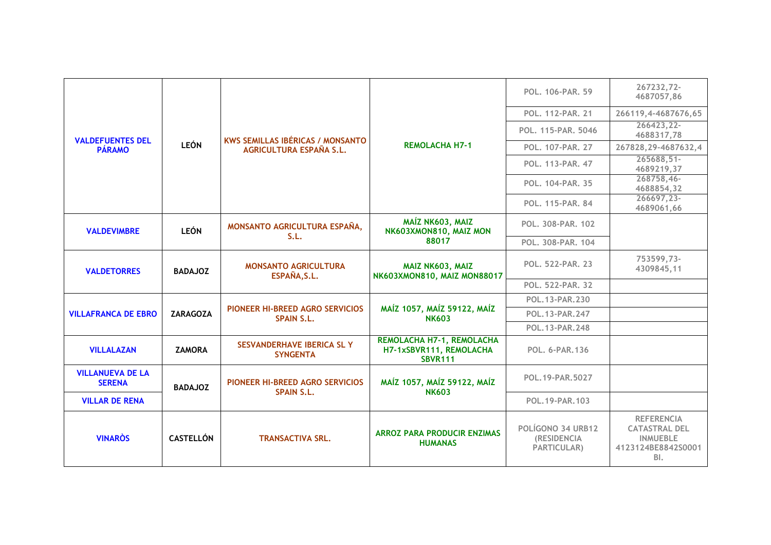| | | | | | |
|---|---|---|---|---|---|
| VALDEFUENTES DEL PÁRAMO | LEÓN | KWS SEMILLAS IBÉRICAS / MONSANTO AGRICULTURA ESPAÑA S.L. | REMOLACHA H7-1 | POL. 106-PAR. 59 | 267232,72-4687057,86 |
| | | | | POL. 112-PAR. 21 | 266119,4-4687676,65 |
| | | | | POL. 115-PAR. 5046 | 266423,22-4688317,78 |
| | | | | POL. 107-PAR. 27 | 267828,29-4687632,4 |
| | | | | POL. 113-PAR. 47 | 265688,51-4689219,37 |
| | | | | POL. 104-PAR. 35 | 268758,46-4688854,32 |
| | | | | POL. 115-PAR. 84 | 266697,23-4689061,66 |
| VALDEVIMBRE | LEÓN | MONSANTO AGRICULTURA ESPAÑA, S.L. | MAÍZ NK603, MAIZ NK603XMON810, MAIZ MON 88017 | POL. 308-PAR. 102 | |
| | | | | POL. 308-PAR. 104 | |
| VALDETORRES | BADAJOZ | MONSANTO AGRICULTURA ESPAÑA,S.L. | MAIZ NK603, MAIZ NK603XMON810, MAIZ MON88017 | POL. 522-PAR. 23 | 753599,73-4309845,11 |
| | | | | POL. 522-PAR. 32 | |
| VILLAFRANCA DE EBRO | ZARAGOZA | PIONEER HI-BREED AGRO SERVICIOS SPAIN S.L. | MAÍZ 1057, MAÍZ 59122, MAÍZ NK603 | POL.13-PAR.230 | |
| | | | | POL.13-PAR.247 | |
| | | | | POL.13-PAR.248 | |
| VILLALAZAN | ZAMORA | SESVANDERHAVE IBERICA SL Y SYNGENTA | REMOLACHA H7-1, REMOLACHA H7-1xSBVR111, REMOLACHA SBVR111 | POL. 6-PAR.136 | |
| VILLANUEVA DE LA SERENA | BADAJOZ | PIONEER HI-BREED AGRO SERVICIOS SPAIN S.L. | MAÍZ 1057, MAÍZ 59122, MAÍZ NK603 | POL.19-PAR.5027 | |
| VILLAR DE RENA | | | | POL.19-PAR.103 | |
| VINARÒS | CASTELLÓN | TRANSACTIVA SRL. | ARROZ PARA PRODUCIR ENZIMAS HUMANAS | POLÍGONO 34 URB12 (RESIDENCIA PARTICULAR) | REFERENCIA CATASTRAL DEL INMUEBLE 4123124BE8842S0001BI. |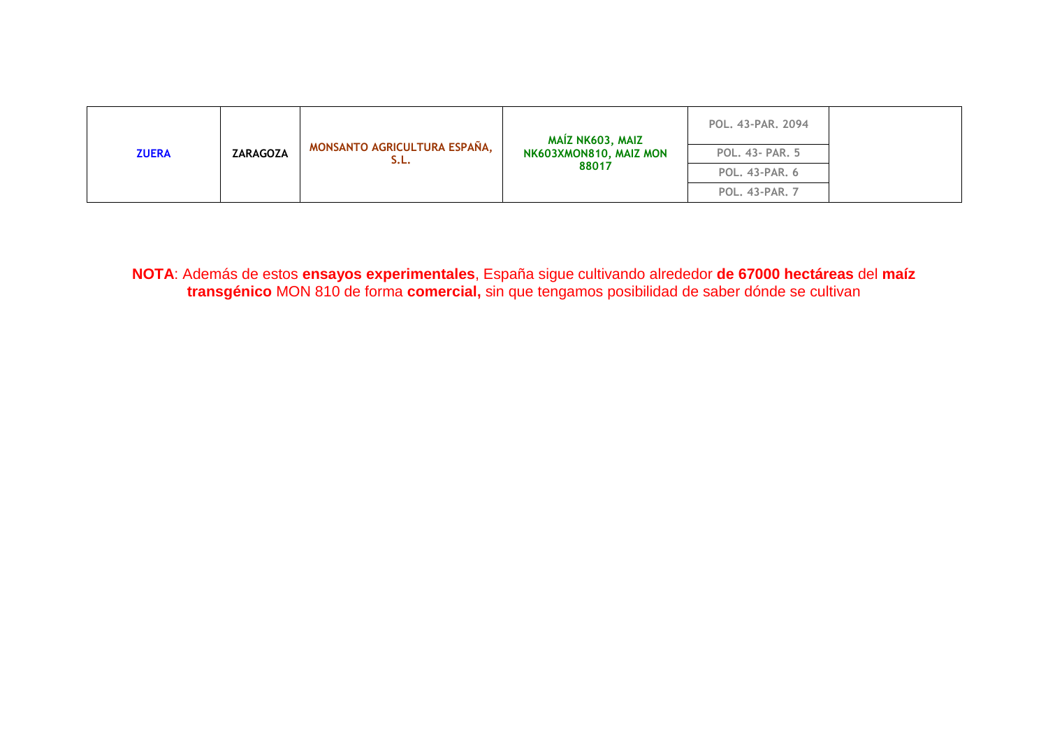| | | | | | |
|---|---|---|---|---|---|
| ZUERA | ZARAGOZA | MONSANTO AGRICULTURA ESPAÑA, S.L. | MAÍZ NK603, MAIZ NK603XMON810, MAIZ MON 88017 | POL. 43-PAR. 2094 | |
| | | | | POL. 43- PAR. 5 | |
| | | | | POL. 43-PAR. 6 | |
| | | | | POL. 43-PAR. 7 | |

**NOTA**: Además de estos **ensayos experimentales**, España sigue cultivando alrededor **de 67000 hectáreas** del **maíz transgénico** MON 810 de forma **comercial,** sin que tengamos posibilidad de saber dónde se cultivan